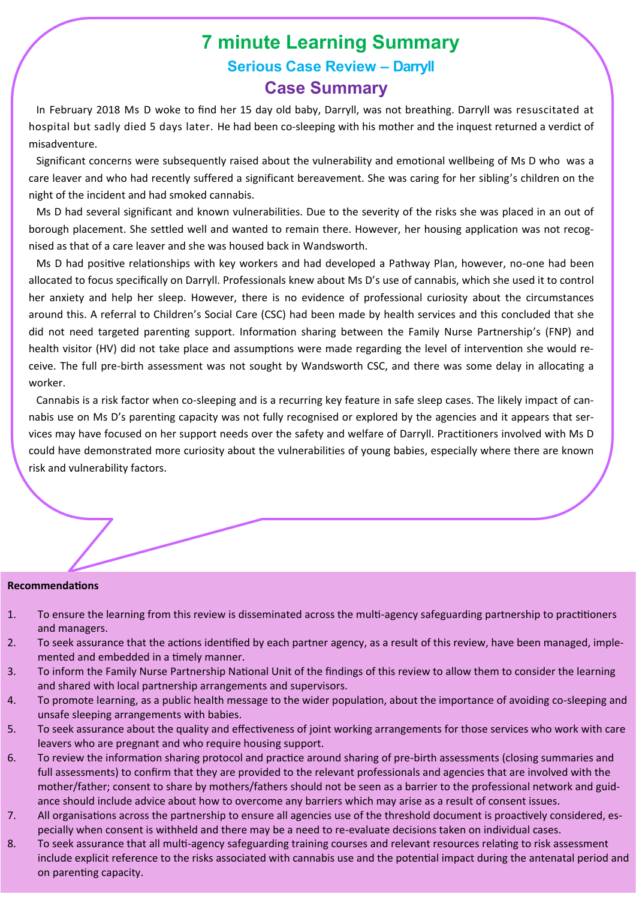# 7 minute Learning Summary

## Serious Case Review – Darryll

## Case Summary

In February 2018 Ms D woke to find her 15 day old baby, Darryll, was not breathing. Darryll was resuscitated at hospital but sadly died 5 days later. He had been co-sleeping with his mother and the inquest returned a verdict of misadventure.

Significant concerns were subsequently raised about the vulnerability and emotional wellbeing of Ms D who was a care leaver and who had recently suffered a significant bereavement. She was caring for her sibling's children on the night of the incident and had smoked cannabis.

Ms D had several significant and known vulnerabilities. Due to the severity of the risks she was placed in an out of borough placement. She settled well and wanted to remain there. However, her housing application was not recognised as that of a care leaver and she was housed back in Wandsworth.

Ms D had positive relationships with key workers and had developed a Pathway Plan, however, no-one had been allocated to focus specifically on Darryll. Professionals knew about Ms D's use of cannabis, which she used it to control her anxiety and help her sleep. However, there is no evidence of professional curiosity about the circumstances around this. A referral to Children's Social Care (CSC) had been made by health services and this concluded that she did not need targeted parenting support. Information sharing between the Family Nurse Partnership's (FNP) and health visitor (HV) did not take place and assumptions were made regarding the level of intervention she would receive. The full pre-birth assessment was not sought by Wandsworth CSC, and there was some delay in allocating a worker.

Cannabis is a risk factor when co-sleeping and is a recurring key feature in safe sleep cases. The likely impact of cannabis use on Ms D's parenting capacity was not fully recognised or explored by the agencies and it appears that services may have focused on her support needs over the safety and welfare of Darryll. Practitioners involved with Ms D could have demonstrated more curiosity about the vulnerabilities of young babies, especially where there are known risk and vulnerability factors.

**Recommendations**

1. To ensure the learning from this review is disseminated across the multi-agency safeguarding partnership to practitioners and managers.
2. To seek assurance that the actions identified by each partner agency, as a result of this review, have been managed, implemented and embedded in a timely manner.
3. To inform the Family Nurse Partnership National Unit of the findings of this review to allow them to consider the learning and shared with local partnership arrangements and supervisors.
4. To promote learning, as a public health message to the wider population, about the importance of avoiding co-sleeping and unsafe sleeping arrangements with babies.
5. To seek assurance about the quality and effectiveness of joint working arrangements for those services who work with care leavers who are pregnant and who require housing support.
6. To review the information sharing protocol and practice around sharing of pre-birth assessments (closing summaries and full assessments) to confirm that they are provided to the relevant professionals and agencies that are involved with the mother/father; consent to share by mothers/fathers should not be seen as a barrier to the professional network and guidance should include advice about how to overcome any barriers which may arise as a result of consent issues.
7. All organisations across the partnership to ensure all agencies use of the threshold document is proactively considered, especially when consent is withheld and there may be a need to re-evaluate decisions taken on individual cases.
8. To seek assurance that all multi-agency safeguarding training courses and relevant resources relating to risk assessment include explicit reference to the risks associated with cannabis use and the potential impact during the antenatal period and on parenting capacity.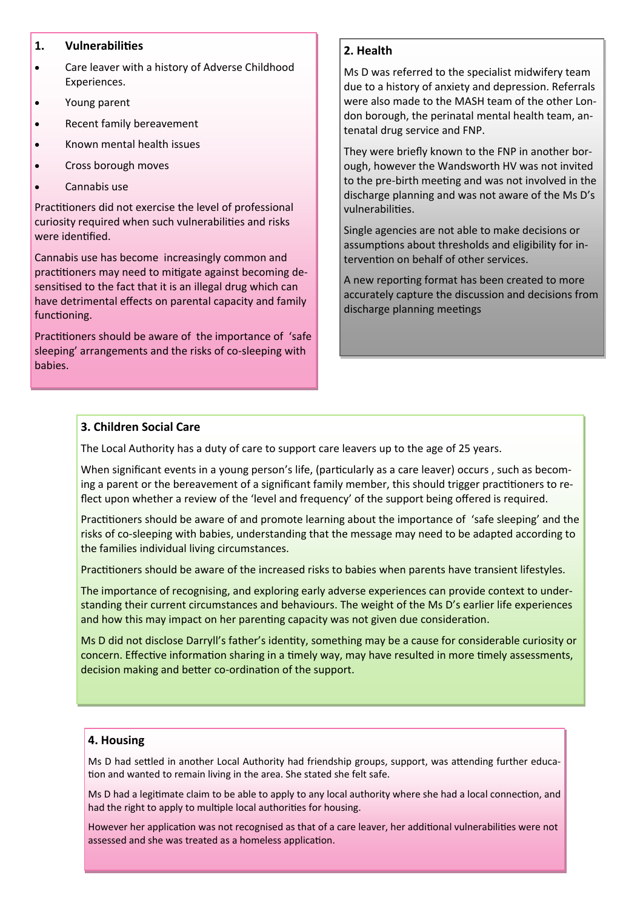## 1. Vulnerabilities

- Care leaver with a history of Adverse Childhood Experiences.
- Young parent
- Recent family bereavement
- Known mental health issues
- Cross borough moves
- Cannabis use

Practitioners did not exercise the level of professional curiosity required when such vulnerabilities and risks were identified.

Cannabis use has become increasingly common and practitioners may need to mitigate against becoming desensitised to the fact that it is an illegal drug which can have detrimental effects on parental capacity and family functioning.

Practitioners should be aware of the importance of 'safe sleeping' arrangements and the risks of co-sleeping with babies.

## 2. Health

Ms D was referred to the specialist midwifery team due to a history of anxiety and depression. Referrals were also made to the MASH team of the other London borough, the perinatal mental health team, antenatal drug service and FNP.

They were briefly known to the FNP in another borough, however the Wandsworth HV was not invited to the pre-birth meeting and was not involved in the discharge planning and was not aware of the Ms D's vulnerabilities.

Single agencies are not able to make decisions or assumptions about thresholds and eligibility for intervention on behalf of other services.

A new reporting format has been created to more accurately capture the discussion and decisions from discharge planning meetings

## 3. Children Social Care

The Local Authority has a duty of care to support care leavers up to the age of 25 years.

When significant events in a young person's life, (particularly as a care leaver) occurs , such as becoming a parent or the bereavement of a significant family member, this should trigger practitioners to reflect upon whether a review of the 'level and frequency' of the support being offered is required.

Practitioners should be aware of and promote learning about the importance of 'safe sleeping' and the risks of co-sleeping with babies, understanding that the message may need to be adapted according to the families individual living circumstances.

Practitioners should be aware of the increased risks to babies when parents have transient lifestyles.

The importance of recognising, and exploring early adverse experiences can provide context to understanding their current circumstances and behaviours. The weight of the Ms D's earlier life experiences and how this may impact on her parenting capacity was not given due consideration.

Ms D did not disclose Darryll's father's identity, something may be a cause for considerable curiosity or concern. Effective information sharing in a timely way, may have resulted in more timely assessments, decision making and better co-ordination of the support.

## 4. Housing

Ms D had settled in another Local Authority had friendship groups, support, was attending further education and wanted to remain living in the area. She stated she felt safe.

Ms D had a legitimate claim to be able to apply to any local authority where she had a local connection, and had the right to apply to multiple local authorities for housing.

However her application was not recognised as that of a care leaver, her additional vulnerabilities were not assessed and she was treated as a homeless application.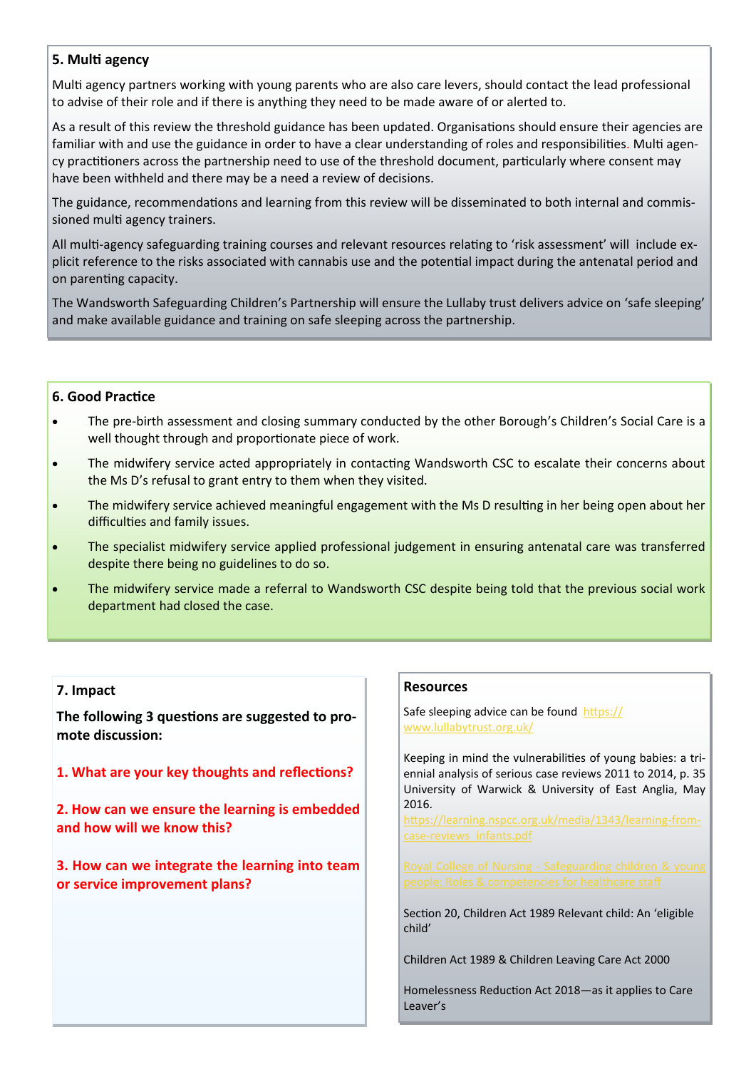## 5. Multi agency

Multi agency partners working with young parents who are also care levers, should contact the lead professional to advise of their role and if there is anything they need to be made aware of or alerted to.

As a result of this review the threshold guidance has been updated. Organisations should ensure their agencies are familiar with and use the guidance in order to have a clear understanding of roles and responsibilities. Multi agency practitioners across the partnership need to use of the threshold document, particularly where consent may have been withheld and there may be a need a review of decisions.

The guidance, recommendations and learning from this review will be disseminated to both internal and commissioned multi agency trainers.

All multi-agency safeguarding training courses and relevant resources relating to 'risk assessment' will include explicit reference to the risks associated with cannabis use and the potential impact during the antenatal period and on parenting capacity.

The Wandsworth Safeguarding Children's Partnership will ensure the Lullaby trust delivers advice on 'safe sleeping' and make available guidance and training on safe sleeping across the partnership.

## 6. Good Practice

- The pre-birth assessment and closing summary conducted by the other Borough's Children's Social Care is a well thought through and proportionate piece of work.
- The midwifery service acted appropriately in contacting Wandsworth CSC to escalate their concerns about the Ms D's refusal to grant entry to them when they visited.
- The midwifery service achieved meaningful engagement with the Ms D resulting in her being open about her difficulties and family issues.
- The specialist midwifery service applied professional judgement in ensuring antenatal care was transferred despite there being no guidelines to do so.
- The midwifery service made a referral to Wandsworth CSC despite being told that the previous social work department had closed the case.

## 7. Impact

**The following 3 questions are suggested to promote discussion:**

**1. What are your key thoughts and reflections?**

**2. How can we ensure the learning is embedded and how will we know this?**

**3. How can we integrate the learning into team or service improvement plans?**

## Resources

Safe sleeping advice can be found https://www.lullabytrust.org.uk/

Keeping in mind the vulnerabilities of young babies: a triennial analysis of serious case reviews 2011 to 2014, p. 35 University of Warwick & University of East Anglia, May 2016.
https://learning.nspcc.org.uk/media/1343/learning-from-case-reviews_infants.pdf

Royal College of Nursing - Safeguarding children & young people: Roles & competencies for healthcare staff

Section 20, Children Act 1989 Relevant child: An 'eligible child'

Children Act 1989 & Children Leaving Care Act 2000

Homelessness Reduction Act 2018—as it applies to Care Leaver's